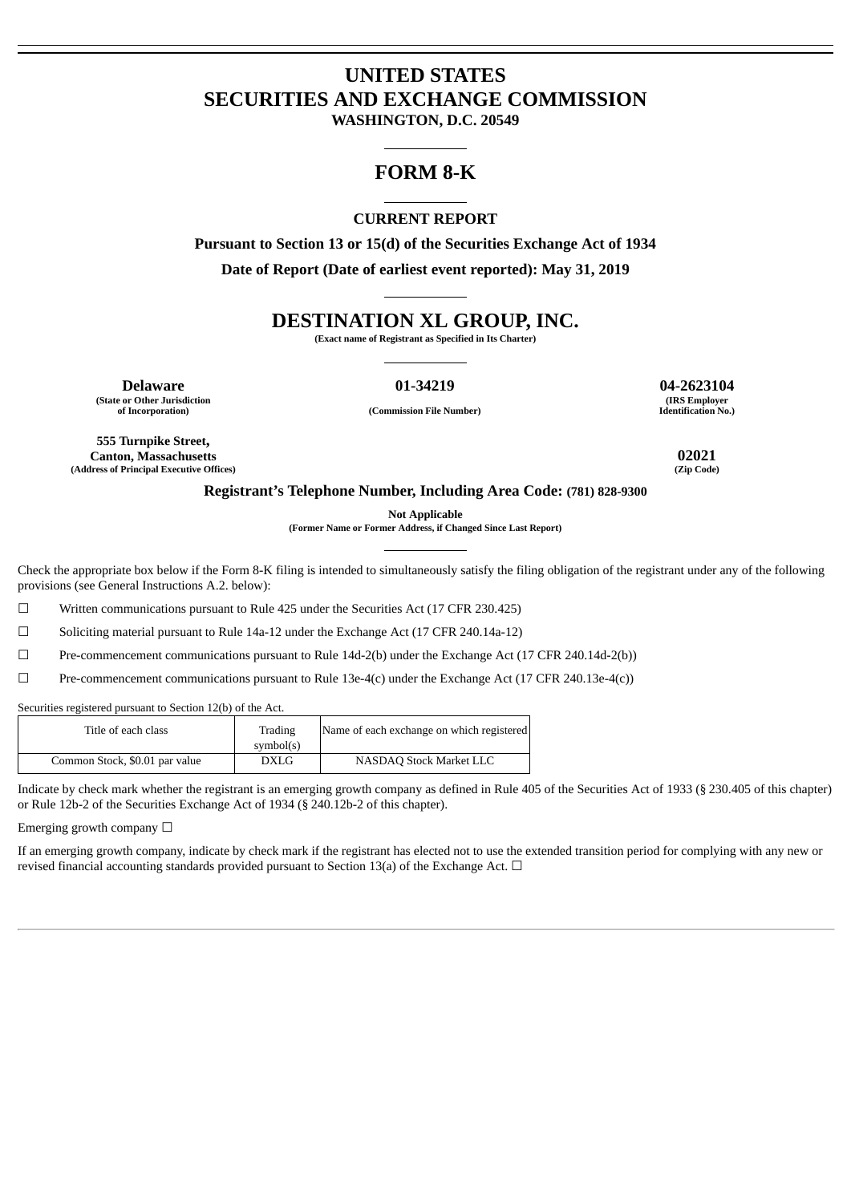# UNITED STATES
# SECURITIES AND EXCHANGE COMMISSION
**WASHINGTON, D.C. 20549**

---

# FORM 8-K

---

**CURRENT REPORT**

**Pursuant to Section 13 or 15(d) of the Securities Exchange Act of 1934**

**Date of Report (Date of earliest event reported): May 31, 2019**

---

# DESTINATION XL GROUP, INC.

**(Exact name of Registrant as Specified in Its Charter)**

---

| **Delaware** | **01-34219** | **04-2623104** |
|---|---|---|
| **(State or Other Jurisdiction of Incorporation)** | **(Commission File Number)** | **(IRS Employer Identification No.)** |

| **555 Turnpike Street, Canton, Massachusetts** | **02021** |
|---|---|
| **(Address of Principal Executive Offices)** | **(Zip Code)** |

**Registrant's Telephone Number, Including Area Code: (781) 828-9300**

**Not Applicable**
**(Former Name or Former Address, if Changed Since Last Report)**

---

Check the appropriate box below if the Form 8-K filing is intended to simultaneously satisfy the filing obligation of the registrant under any of the following provisions (see General Instructions A.2. below):

☐ Written communications pursuant to Rule 425 under the Securities Act (17 CFR 230.425)

☐ Soliciting material pursuant to Rule 14a-12 under the Exchange Act (17 CFR 240.14a-12)

☐ Pre-commencement communications pursuant to Rule 14d-2(b) under the Exchange Act (17 CFR 240.14d-2(b))

☐ Pre-commencement communications pursuant to Rule 13e-4(c) under the Exchange Act (17 CFR 240.13e-4(c))

Securities registered pursuant to Section 12(b) of the Act.

| Title of each class | Trading symbol(s) | Name of each exchange on which registered |
|---|---|---|
| Common Stock, $0.01 par value | DXLG | NASDAQ Stock Market LLC |

Indicate by check mark whether the registrant is an emerging growth company as defined in Rule 405 of the Securities Act of 1933 (§ 230.405 of this chapter) or Rule 12b-2 of the Securities Exchange Act of 1934 (§ 240.12b-2 of this chapter).

Emerging growth company ☐

If an emerging growth company, indicate by check mark if the registrant has elected not to use the extended transition period for complying with any new or revised financial accounting standards provided pursuant to Section 13(a) of the Exchange Act. ☐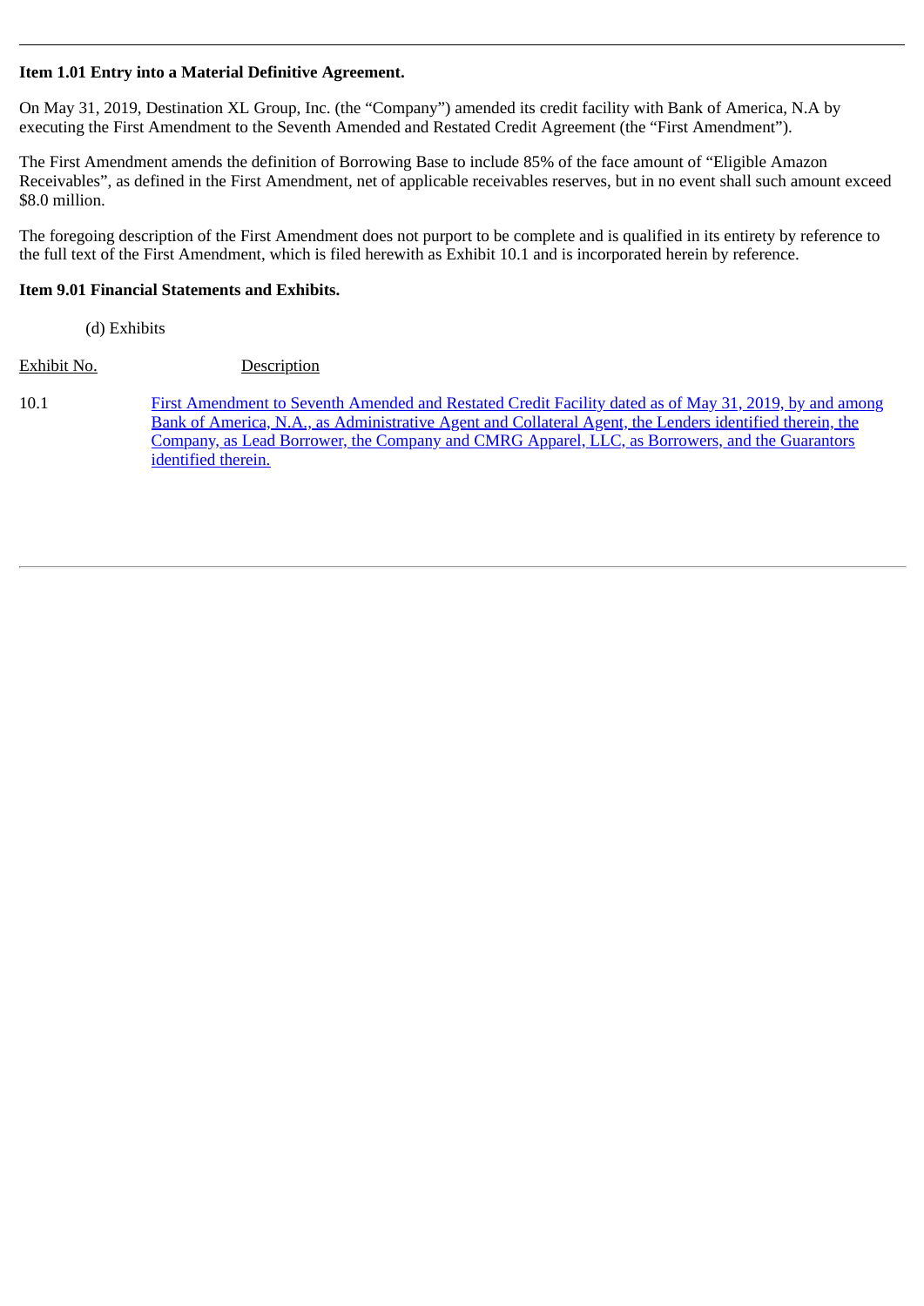**Item 1.01 Entry into a Material Definitive Agreement.**

On May 31, 2019, Destination XL Group, Inc. (the "Company") amended its credit facility with Bank of America, N.A by executing the First Amendment to the Seventh Amended and Restated Credit Agreement (the "First Amendment").

The First Amendment amends the definition of Borrowing Base to include 85% of the face amount of "Eligible Amazon Receivables", as defined in the First Amendment, net of applicable receivables reserves, but in no event shall such amount exceed $8.0 million.

The foregoing description of the First Amendment does not purport to be complete and is qualified in its entirety by reference to the full text of the First Amendment, which is filed herewith as Exhibit 10.1 and is incorporated herein by reference.

**Item 9.01 Financial Statements and Exhibits.**

(d) Exhibits

| Exhibit No. | Description |
| --- | --- |
| 10.1 | First Amendment to Seventh Amended and Restated Credit Facility dated as of May 31, 2019, by and among Bank of America, N.A., as Administrative Agent and Collateral Agent, the Lenders identified therein, the Company, as Lead Borrower, the Company and CMRG Apparel, LLC, as Borrowers, and the Guarantors identified therein. |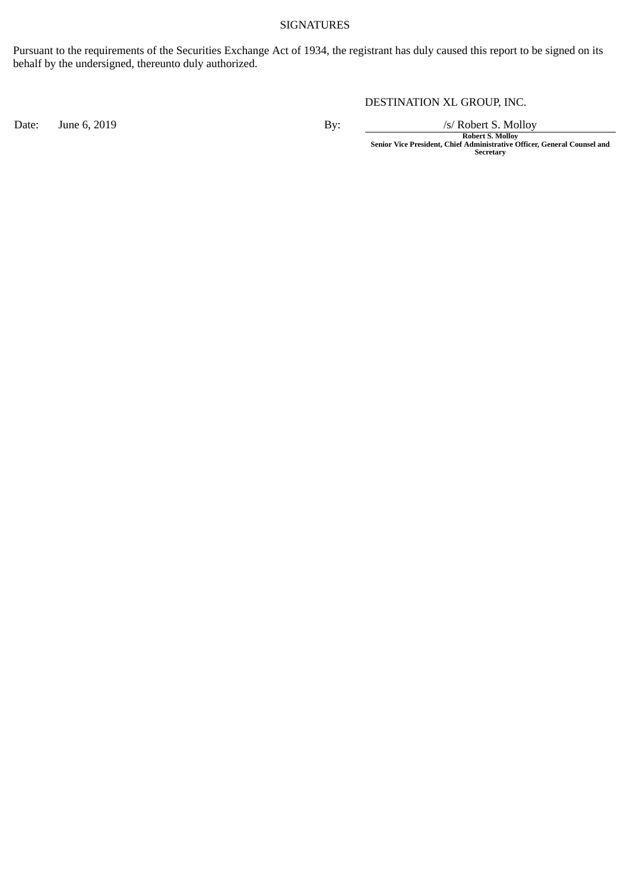SIGNATURES

Pursuant to the requirements of the Securities Exchange Act of 1934, the registrant has duly caused this report to be signed on its behalf by the undersigned, thereunto duly authorized.

DESTINATION XL GROUP, INC.

| | | | |
|---|---|---|---|
| Date: | June 6, 2019 | By: | /s/ Robert S. Molloy |
| | | | **Robert S. Molloy** |
| | | | **Senior Vice President, Chief Administrative Officer, General Counsel and Secretary** |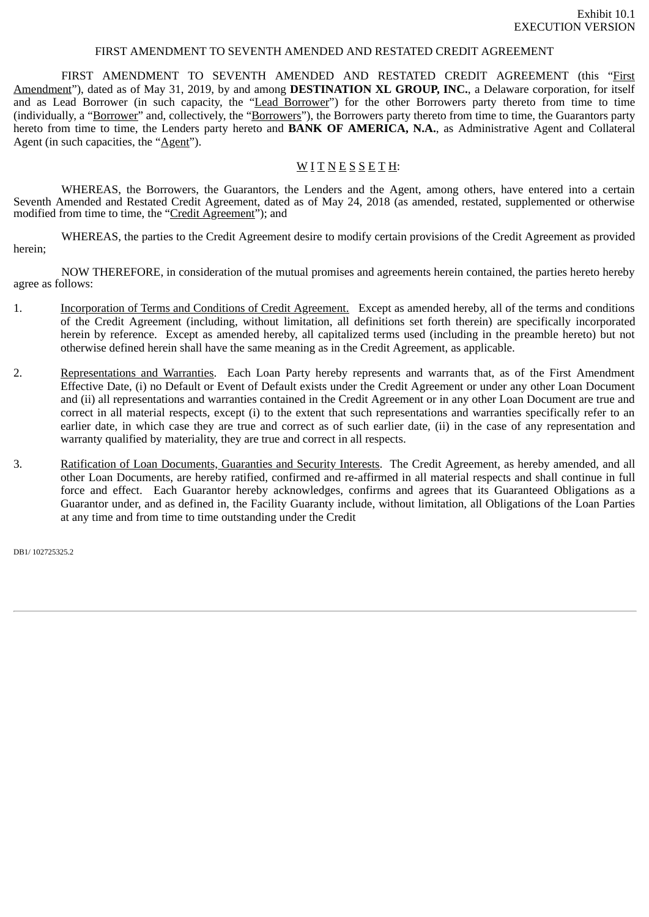Exhibit 10.1
EXECUTION VERSION

FIRST AMENDMENT TO SEVENTH AMENDED AND RESTATED CREDIT AGREEMENT

FIRST AMENDMENT TO SEVENTH AMENDED AND RESTATED CREDIT AGREEMENT (this "First Amendment"), dated as of May 31, 2019, by and among **DESTINATION XL GROUP, INC.**, a Delaware corporation, for itself and as Lead Borrower (in such capacity, the "Lead Borrower") for the other Borrowers party thereto from time to time (individually, a "Borrower" and, collectively, the "Borrowers"), the Borrowers party thereto from time to time, the Guarantors party hereto from time to time, the Lenders party hereto and **BANK OF AMERICA, N.A.**, as Administrative Agent and Collateral Agent (in such capacities, the "Agent").

W I T N E S S E T H:

WHEREAS, the Borrowers, the Guarantors, the Lenders and the Agent, among others, have entered into a certain Seventh Amended and Restated Credit Agreement, dated as of May 24, 2018 (as amended, restated, supplemented or otherwise modified from time to time, the "Credit Agreement"); and

WHEREAS, the parties to the Credit Agreement desire to modify certain provisions of the Credit Agreement as provided herein;

NOW THEREFORE, in consideration of the mutual promises and agreements herein contained, the parties hereto hereby agree as follows:

1. Incorporation of Terms and Conditions of Credit Agreement. Except as amended hereby, all of the terms and conditions of the Credit Agreement (including, without limitation, all definitions set forth therein) are specifically incorporated herein by reference. Except as amended hereby, all capitalized terms used (including in the preamble hereto) but not otherwise defined herein shall have the same meaning as in the Credit Agreement, as applicable.

2. Representations and Warranties. Each Loan Party hereby represents and warrants that, as of the First Amendment Effective Date, (i) no Default or Event of Default exists under the Credit Agreement or under any other Loan Document and (ii) all representations and warranties contained in the Credit Agreement or in any other Loan Document are true and correct in all material respects, except (i) to the extent that such representations and warranties specifically refer to an earlier date, in which case they are true and correct as of such earlier date, (ii) in the case of any representation and warranty qualified by materiality, they are true and correct in all respects.

3. Ratification of Loan Documents, Guaranties and Security Interests. The Credit Agreement, as hereby amended, and all other Loan Documents, are hereby ratified, confirmed and re-affirmed in all material respects and shall continue in full force and effect. Each Guarantor hereby acknowledges, confirms and agrees that its Guaranteed Obligations as a Guarantor under, and as defined in, the Facility Guaranty include, without limitation, all Obligations of the Loan Parties at any time and from time to time outstanding under the Credit

DB1/ 102725325.2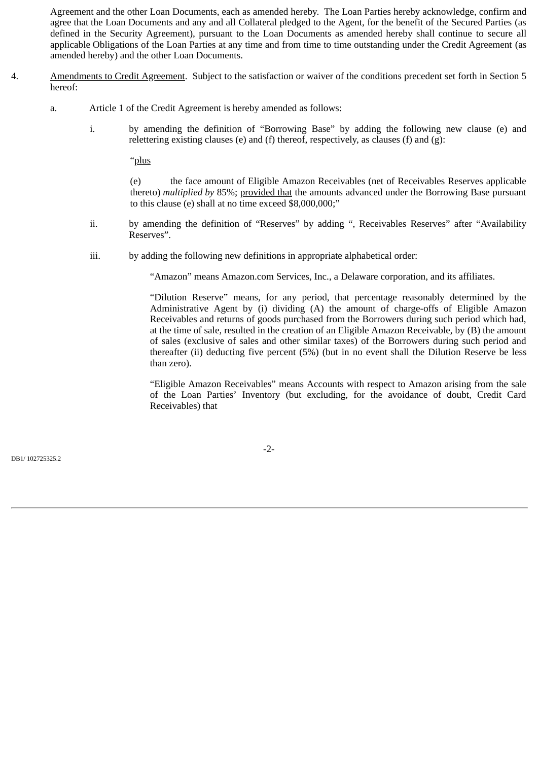Agreement and the other Loan Documents, each as amended hereby. The Loan Parties hereby acknowledge, confirm and agree that the Loan Documents and any and all Collateral pledged to the Agent, for the benefit of the Secured Parties (as defined in the Security Agreement), pursuant to the Loan Documents as amended hereby shall continue to secure all applicable Obligations of the Loan Parties at any time and from time to time outstanding under the Credit Agreement (as amended hereby) and the other Loan Documents.

4. Amendments to Credit Agreement. Subject to the satisfaction or waiver of the conditions precedent set forth in Section 5 hereof:

   a. Article 1 of the Credit Agreement is hereby amended as follows:

      i. by amending the definition of "Borrowing Base" by adding the following new clause (e) and relettering existing clauses (e) and (f) thereof, respectively, as clauses (f) and (g):

         "plus

         (e) the face amount of Eligible Amazon Receivables (net of Receivables Reserves applicable thereto) *multiplied by* 85%; provided that the amounts advanced under the Borrowing Base pursuant to this clause (e) shall at no time exceed $8,000,000;"

      ii. by amending the definition of "Reserves" by adding ", Receivables Reserves" after "Availability Reserves".

      iii. by adding the following new definitions in appropriate alphabetical order:

         "Amazon" means Amazon.com Services, Inc., a Delaware corporation, and its affiliates.

         "Dilution Reserve" means, for any period, that percentage reasonably determined by the Administrative Agent by (i) dividing (A) the amount of charge-offs of Eligible Amazon Receivables and returns of goods purchased from the Borrowers during such period which had, at the time of sale, resulted in the creation of an Eligible Amazon Receivable, by (B) the amount of sales (exclusive of sales and other similar taxes) of the Borrowers during such period and thereafter (ii) deducting five percent (5%) (but in no event shall the Dilution Reserve be less than zero).

         "Eligible Amazon Receivables" means Accounts with respect to Amazon arising from the sale of the Loan Parties' Inventory (but excluding, for the avoidance of doubt, Credit Card Receivables) that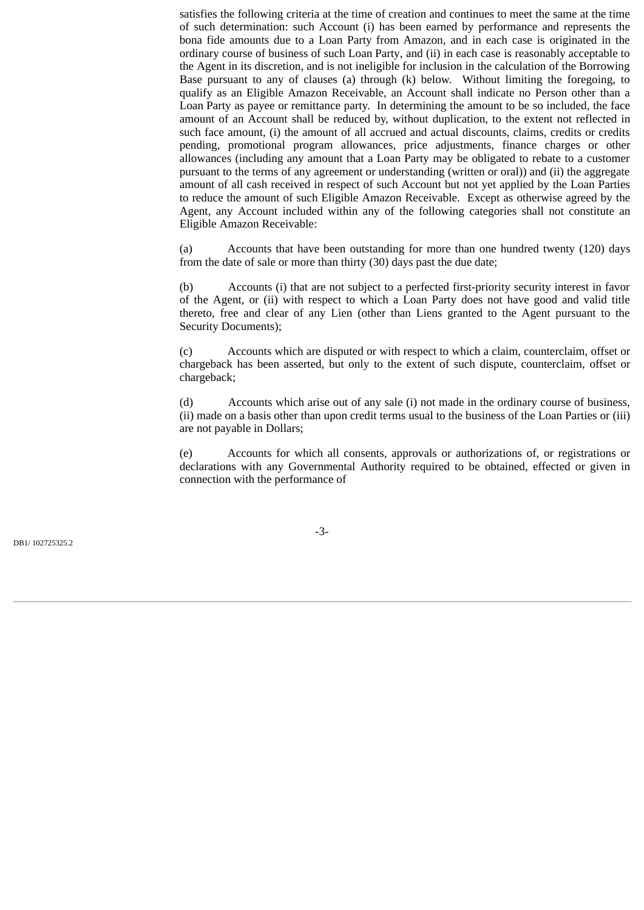satisfies the following criteria at the time of creation and continues to meet the same at the time of such determination: such Account (i) has been earned by performance and represents the bona fide amounts due to a Loan Party from Amazon, and in each case is originated in the ordinary course of business of such Loan Party, and (ii) in each case is reasonably acceptable to the Agent in its discretion, and is not ineligible for inclusion in the calculation of the Borrowing Base pursuant to any of clauses (a) through (k) below. Without limiting the foregoing, to qualify as an Eligible Amazon Receivable, an Account shall indicate no Person other than a Loan Party as payee or remittance party. In determining the amount to be so included, the face amount of an Account shall be reduced by, without duplication, to the extent not reflected in such face amount, (i) the amount of all accrued and actual discounts, claims, credits or credits pending, promotional program allowances, price adjustments, finance charges or other allowances (including any amount that a Loan Party may be obligated to rebate to a customer pursuant to the terms of any agreement or understanding (written or oral)) and (ii) the aggregate amount of all cash received in respect of such Account but not yet applied by the Loan Parties to reduce the amount of such Eligible Amazon Receivable. Except as otherwise agreed by the Agent, any Account included within any of the following categories shall not constitute an Eligible Amazon Receivable:

(a) Accounts that have been outstanding for more than one hundred twenty (120) days from the date of sale or more than thirty (30) days past the due date;

(b) Accounts (i) that are not subject to a perfected first-priority security interest in favor of the Agent, or (ii) with respect to which a Loan Party does not have good and valid title thereto, free and clear of any Lien (other than Liens granted to the Agent pursuant to the Security Documents);

(c) Accounts which are disputed or with respect to which a claim, counterclaim, offset or chargeback has been asserted, but only to the extent of such dispute, counterclaim, offset or chargeback;

(d) Accounts which arise out of any sale (i) not made in the ordinary course of business, (ii) made on a basis other than upon credit terms usual to the business of the Loan Parties or (iii) are not payable in Dollars;

(e) Accounts for which all consents, approvals or authorizations of, or registrations or declarations with any Governmental Authority required to be obtained, effected or given in connection with the performance of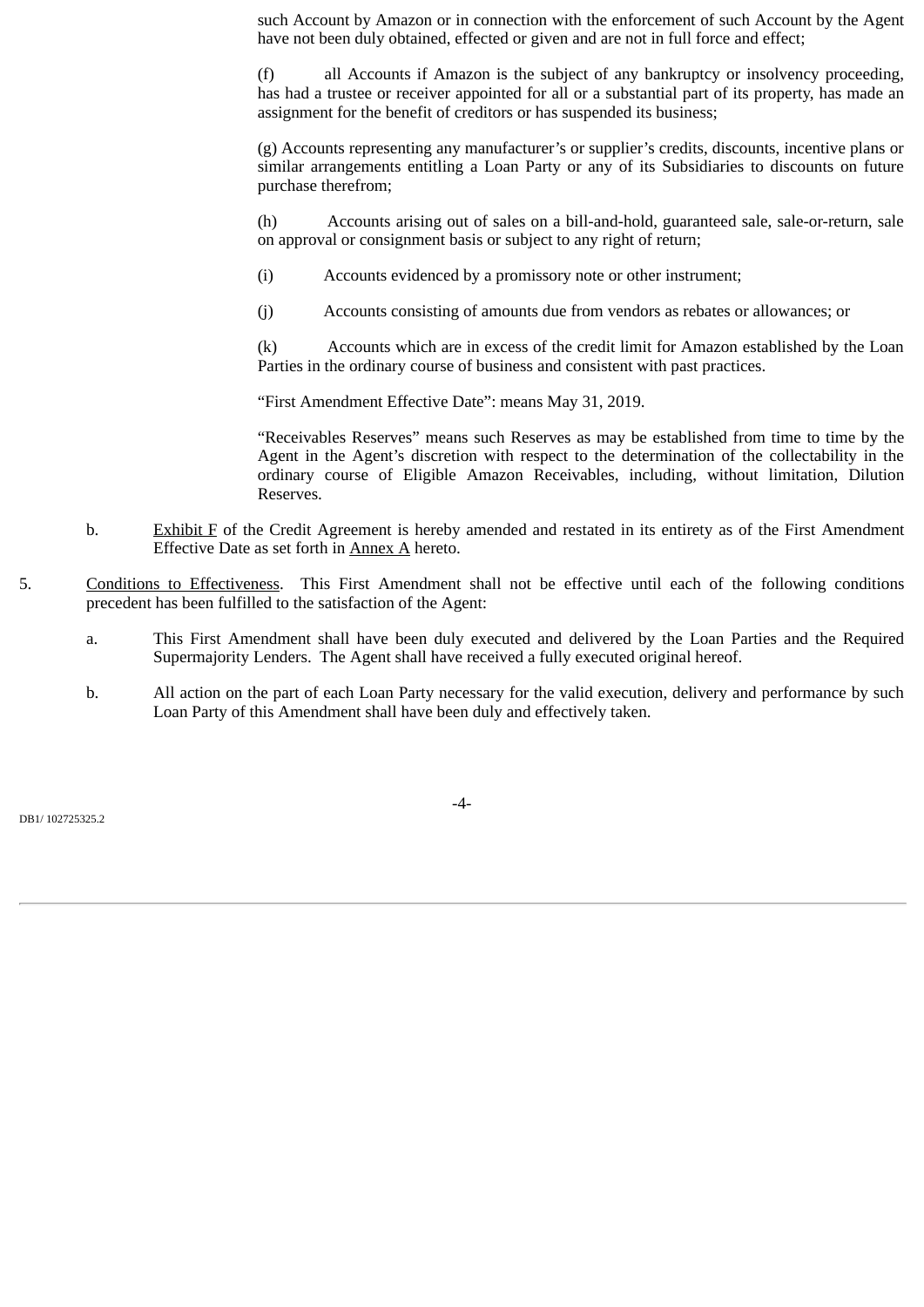such Account by Amazon or in connection with the enforcement of such Account by the Agent have not been duly obtained, effected or given and are not in full force and effect;

(f) all Accounts if Amazon is the subject of any bankruptcy or insolvency proceeding, has had a trustee or receiver appointed for all or a substantial part of its property, has made an assignment for the benefit of creditors or has suspended its business;

(g) Accounts representing any manufacturer's or supplier's credits, discounts, incentive plans or similar arrangements entitling a Loan Party or any of its Subsidiaries to discounts on future purchase therefrom;

(h) Accounts arising out of sales on a bill-and-hold, guaranteed sale, sale-or-return, sale on approval or consignment basis or subject to any right of return;

(i) Accounts evidenced by a promissory note or other instrument;

(j) Accounts consisting of amounts due from vendors as rebates or allowances; or

(k) Accounts which are in excess of the credit limit for Amazon established by the Loan Parties in the ordinary course of business and consistent with past practices.

"First Amendment Effective Date": means May 31, 2019.

"Receivables Reserves" means such Reserves as may be established from time to time by the Agent in the Agent's discretion with respect to the determination of the collectability in the ordinary course of Eligible Amazon Receivables, including, without limitation, Dilution Reserves.

b. Exhibit F of the Credit Agreement is hereby amended and restated in its entirety as of the First Amendment Effective Date as set forth in Annex A hereto.

5. Conditions to Effectiveness. This First Amendment shall not be effective until each of the following conditions precedent has been fulfilled to the satisfaction of the Agent:

a. This First Amendment shall have been duly executed and delivered by the Loan Parties and the Required Supermajority Lenders. The Agent shall have received a fully executed original hereof.

b. All action on the part of each Loan Party necessary for the valid execution, delivery and performance by such Loan Party of this Amendment shall have been duly and effectively taken.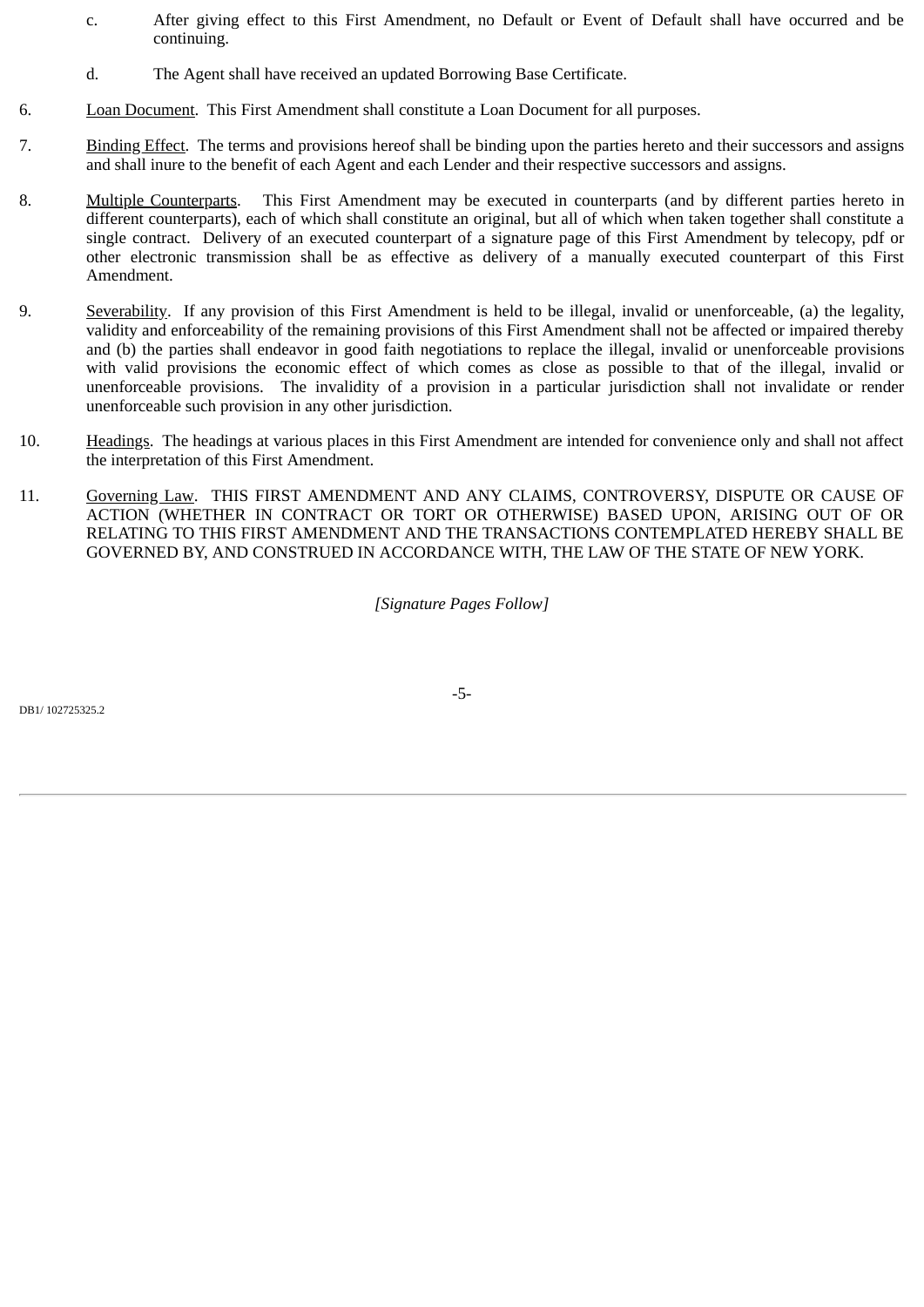c. After giving effect to this First Amendment, no Default or Event of Default shall have occurred and be continuing.

d. The Agent shall have received an updated Borrowing Base Certificate.

6. Loan Document. This First Amendment shall constitute a Loan Document for all purposes.

7. Binding Effect. The terms and provisions hereof shall be binding upon the parties hereto and their successors and assigns and shall inure to the benefit of each Agent and each Lender and their respective successors and assigns.

8. Multiple Counterparts. This First Amendment may be executed in counterparts (and by different parties hereto in different counterparts), each of which shall constitute an original, but all of which when taken together shall constitute a single contract. Delivery of an executed counterpart of a signature page of this First Amendment by telecopy, pdf or other electronic transmission shall be as effective as delivery of a manually executed counterpart of this First Amendment.

9. Severability. If any provision of this First Amendment is held to be illegal, invalid or unenforceable, (a) the legality, validity and enforceability of the remaining provisions of this First Amendment shall not be affected or impaired thereby and (b) the parties shall endeavor in good faith negotiations to replace the illegal, invalid or unenforceable provisions with valid provisions the economic effect of which comes as close as possible to that of the illegal, invalid or unenforceable provisions. The invalidity of a provision in a particular jurisdiction shall not invalidate or render unenforceable such provision in any other jurisdiction.

10. Headings. The headings at various places in this First Amendment are intended for convenience only and shall not affect the interpretation of this First Amendment.

11. Governing Law. THIS FIRST AMENDMENT AND ANY CLAIMS, CONTROVERSY, DISPUTE OR CAUSE OF ACTION (WHETHER IN CONTRACT OR TORT OR OTHERWISE) BASED UPON, ARISING OUT OF OR RELATING TO THIS FIRST AMENDMENT AND THE TRANSACTIONS CONTEMPLATED HEREBY SHALL BE GOVERNED BY, AND CONSTRUED IN ACCORDANCE WITH, THE LAW OF THE STATE OF NEW YORK.

*[Signature Pages Follow]*

DB1/ 102725325.2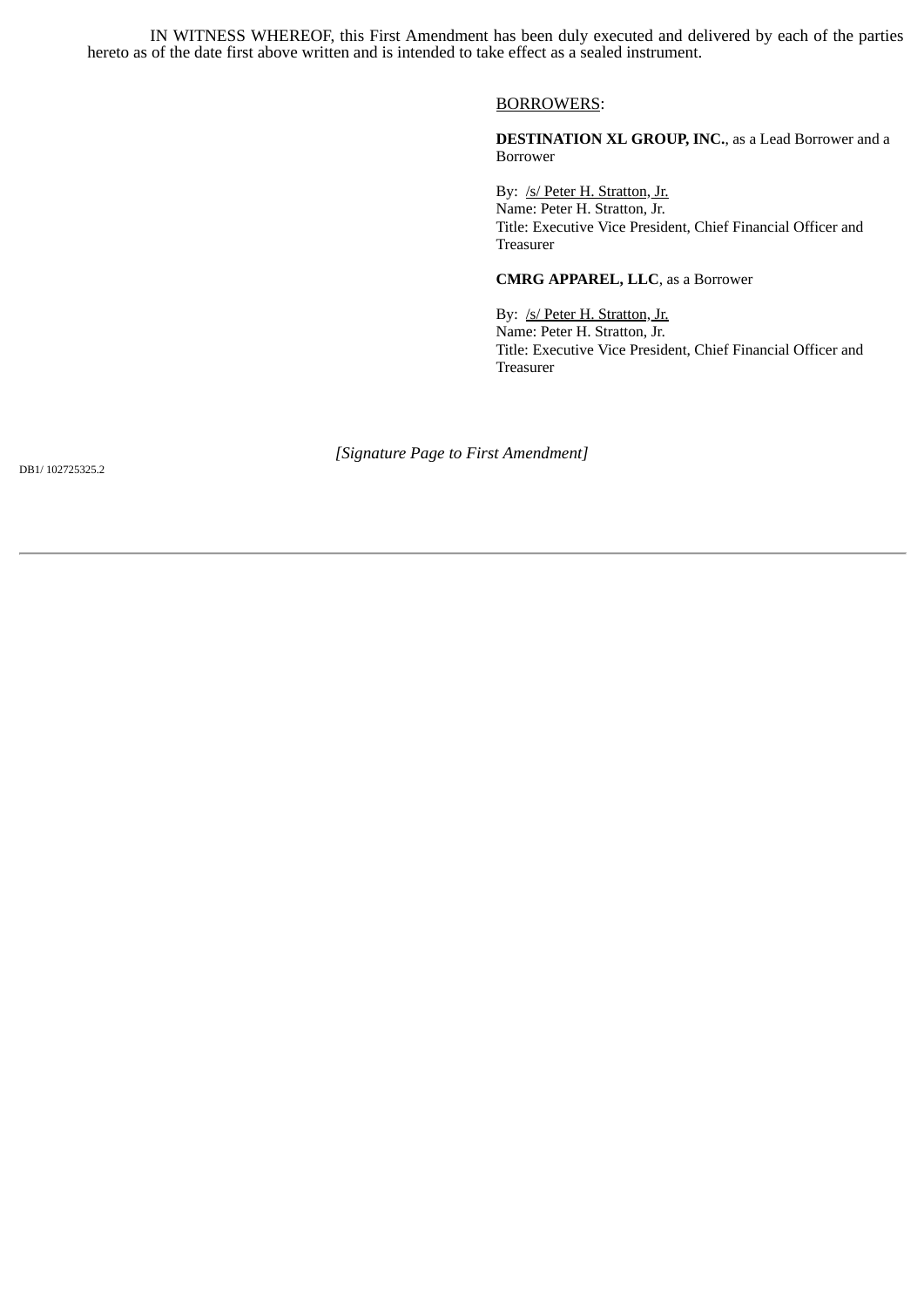IN WITNESS WHEREOF, this First Amendment has been duly executed and delivered by each of the parties hereto as of the date first above written and is intended to take effect as a sealed instrument.

BORROWERS:

**DESTINATION XL GROUP, INC.**, as a Lead Borrower and a Borrower

By: /s/ Peter H. Stratton, Jr.
Name: Peter H. Stratton, Jr.
Title: Executive Vice President, Chief Financial Officer and Treasurer

**CMRG APPAREL, LLC**, as a Borrower

By: /s/ Peter H. Stratton, Jr.
Name: Peter H. Stratton, Jr.
Title: Executive Vice President, Chief Financial Officer and Treasurer

*[Signature Page to First Amendment]*

DB1/ 102725325.2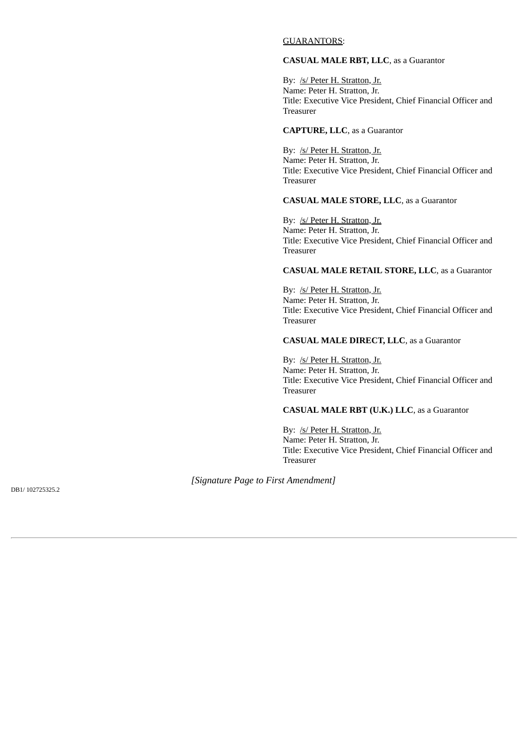GUARANTORS:

**CASUAL MALE RBT, LLC**, as a Guarantor

By: /s/ Peter H. Stratton, Jr.
Name: Peter H. Stratton, Jr.
Title: Executive Vice President, Chief Financial Officer and Treasurer

**CAPTURE, LLC**, as a Guarantor

By: /s/ Peter H. Stratton, Jr.
Name: Peter H. Stratton, Jr.
Title: Executive Vice President, Chief Financial Officer and Treasurer

**CASUAL MALE STORE, LLC**, as a Guarantor

By: /s/ Peter H. Stratton, Jr.
Name: Peter H. Stratton, Jr.
Title: Executive Vice President, Chief Financial Officer and Treasurer

**CASUAL MALE RETAIL STORE, LLC**, as a Guarantor

By: /s/ Peter H. Stratton, Jr.
Name: Peter H. Stratton, Jr.
Title: Executive Vice President, Chief Financial Officer and Treasurer

**CASUAL MALE DIRECT, LLC**, as a Guarantor

By: /s/ Peter H. Stratton, Jr.
Name: Peter H. Stratton, Jr.
Title: Executive Vice President, Chief Financial Officer and Treasurer

**CASUAL MALE RBT (U.K.) LLC**, as a Guarantor

By: /s/ Peter H. Stratton, Jr.
Name: Peter H. Stratton, Jr.
Title: Executive Vice President, Chief Financial Officer and Treasurer

*[Signature Page to First Amendment]*

DB1/ 102725325.2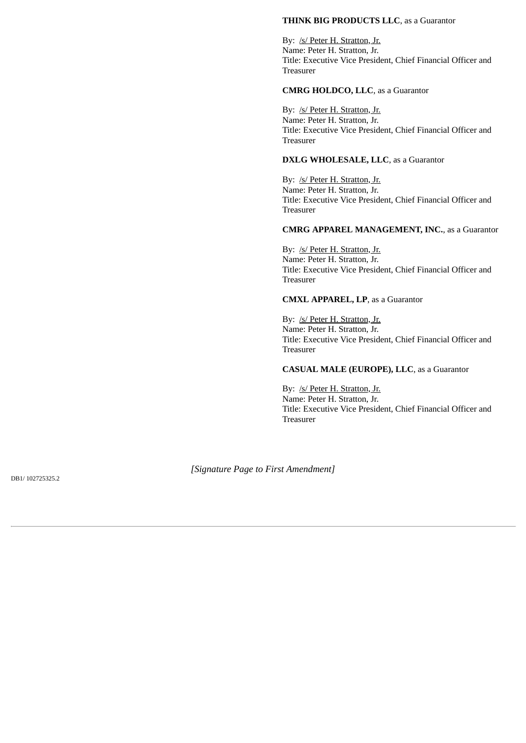**THINK BIG PRODUCTS LLC**, as a Guarantor

By: /s/ Peter H. Stratton, Jr.
Name: Peter H. Stratton, Jr.
Title: Executive Vice President, Chief Financial Officer and Treasurer

**CMRG HOLDCO, LLC**, as a Guarantor

By: /s/ Peter H. Stratton, Jr.
Name: Peter H. Stratton, Jr.
Title: Executive Vice President, Chief Financial Officer and Treasurer

**DXLG WHOLESALE, LLC**, as a Guarantor

By: /s/ Peter H. Stratton, Jr.
Name: Peter H. Stratton, Jr.
Title: Executive Vice President, Chief Financial Officer and Treasurer

**CMRG APPAREL MANAGEMENT, INC.**, as a Guarantor

By: /s/ Peter H. Stratton, Jr.
Name: Peter H. Stratton, Jr.
Title: Executive Vice President, Chief Financial Officer and Treasurer

**CMXL APPAREL, LP**, as a Guarantor

By: /s/ Peter H. Stratton, Jr.
Name: Peter H. Stratton, Jr.
Title: Executive Vice President, Chief Financial Officer and Treasurer

**CASUAL MALE (EUROPE), LLC**, as a Guarantor

By: /s/ Peter H. Stratton, Jr.
Name: Peter H. Stratton, Jr.
Title: Executive Vice President, Chief Financial Officer and Treasurer

*[Signature Page to First Amendment]*

DB1/ 102725325.2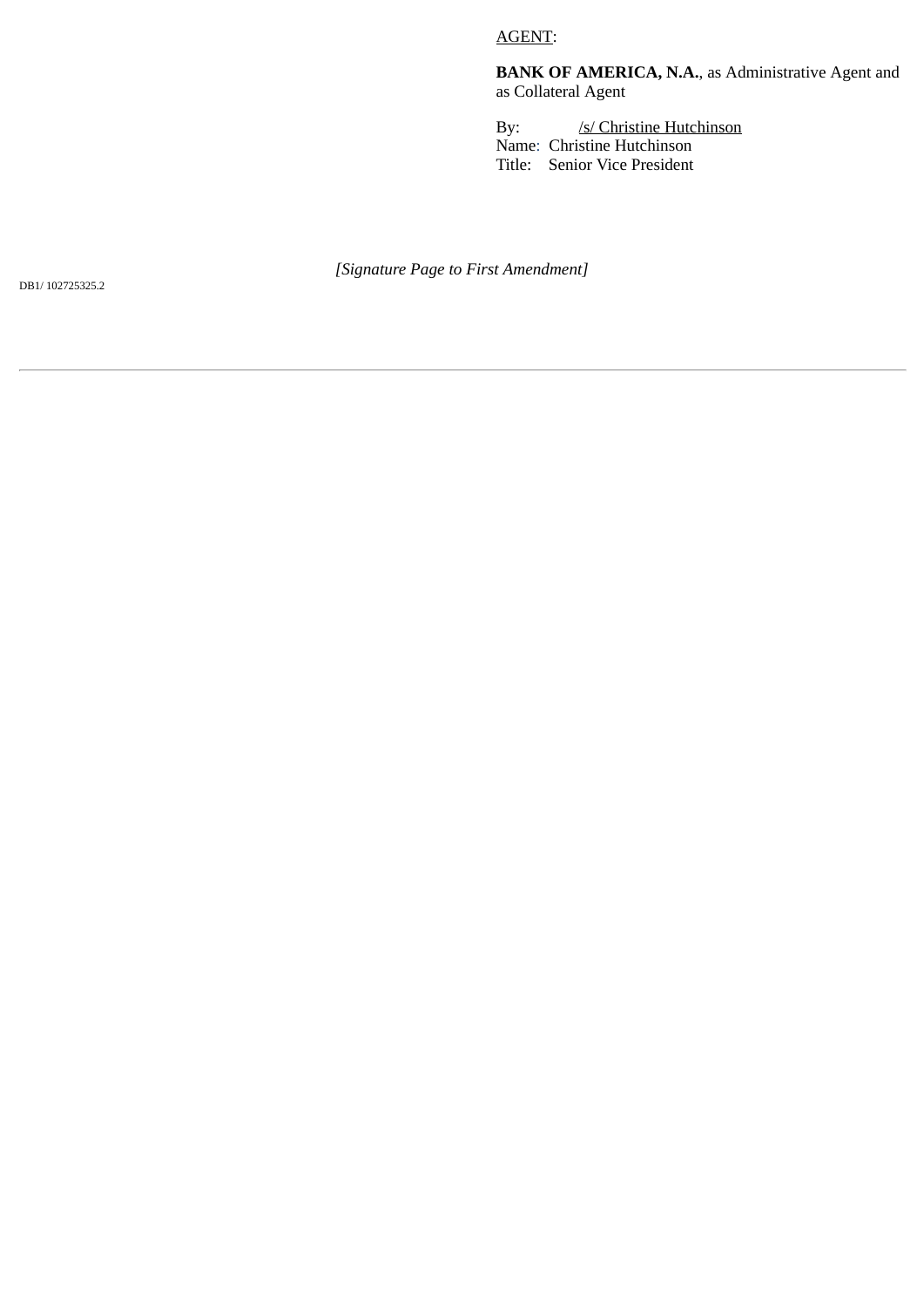AGENT:

**BANK OF AMERICA, N.A.**, as Administrative Agent and as Collateral Agent

By: /s/ Christine Hutchinson
Name: Christine Hutchinson
Title: Senior Vice President

*[Signature Page to First Amendment]*

DB1/ 102725325.2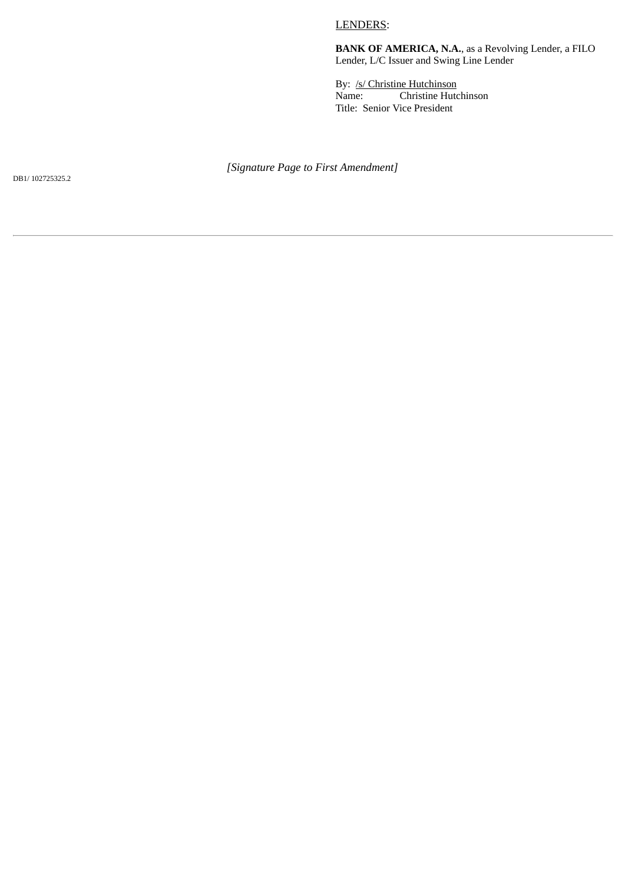LENDERS:

**BANK OF AMERICA, N.A.**, as a Revolving Lender, a FILO Lender, L/C Issuer and Swing Line Lender

By: /s/ Christine Hutchinson
Name: Christine Hutchinson
Title: Senior Vice President

*[Signature Page to First Amendment]*

DB1/ 102725325.2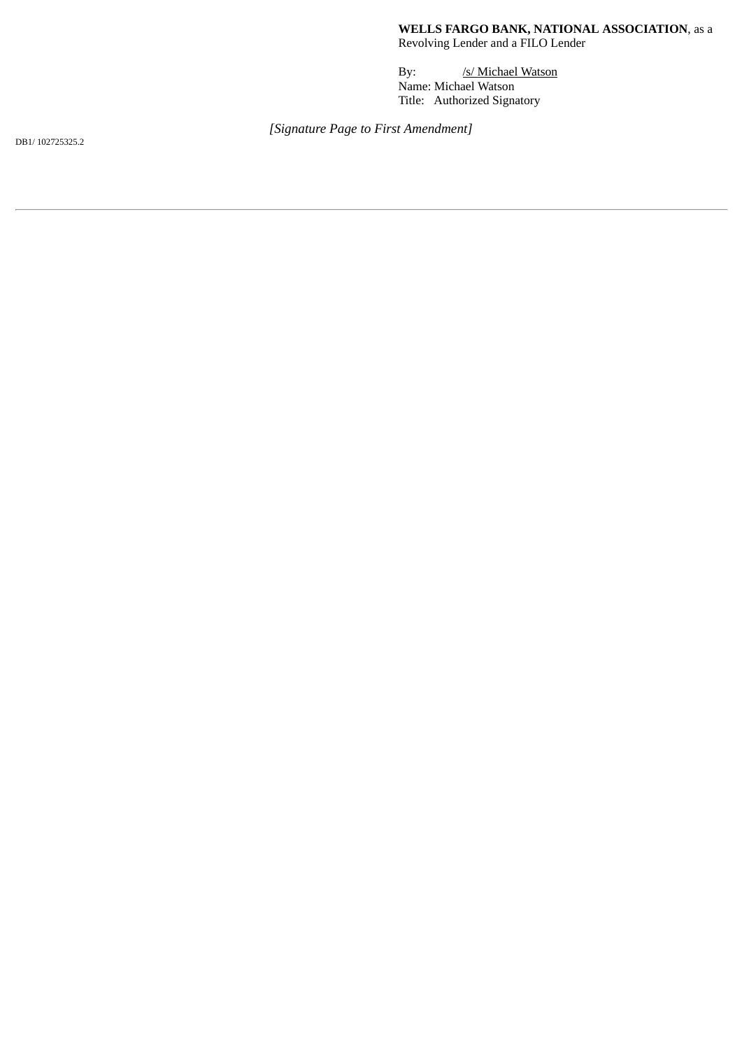**WELLS FARGO BANK, NATIONAL ASSOCIATION**, as a Revolving Lender and a FILO Lender

By: /s/ Michael Watson
Name: Michael Watson
Title: Authorized Signatory

*[Signature Page to First Amendment]*

DB1/ 102725325.2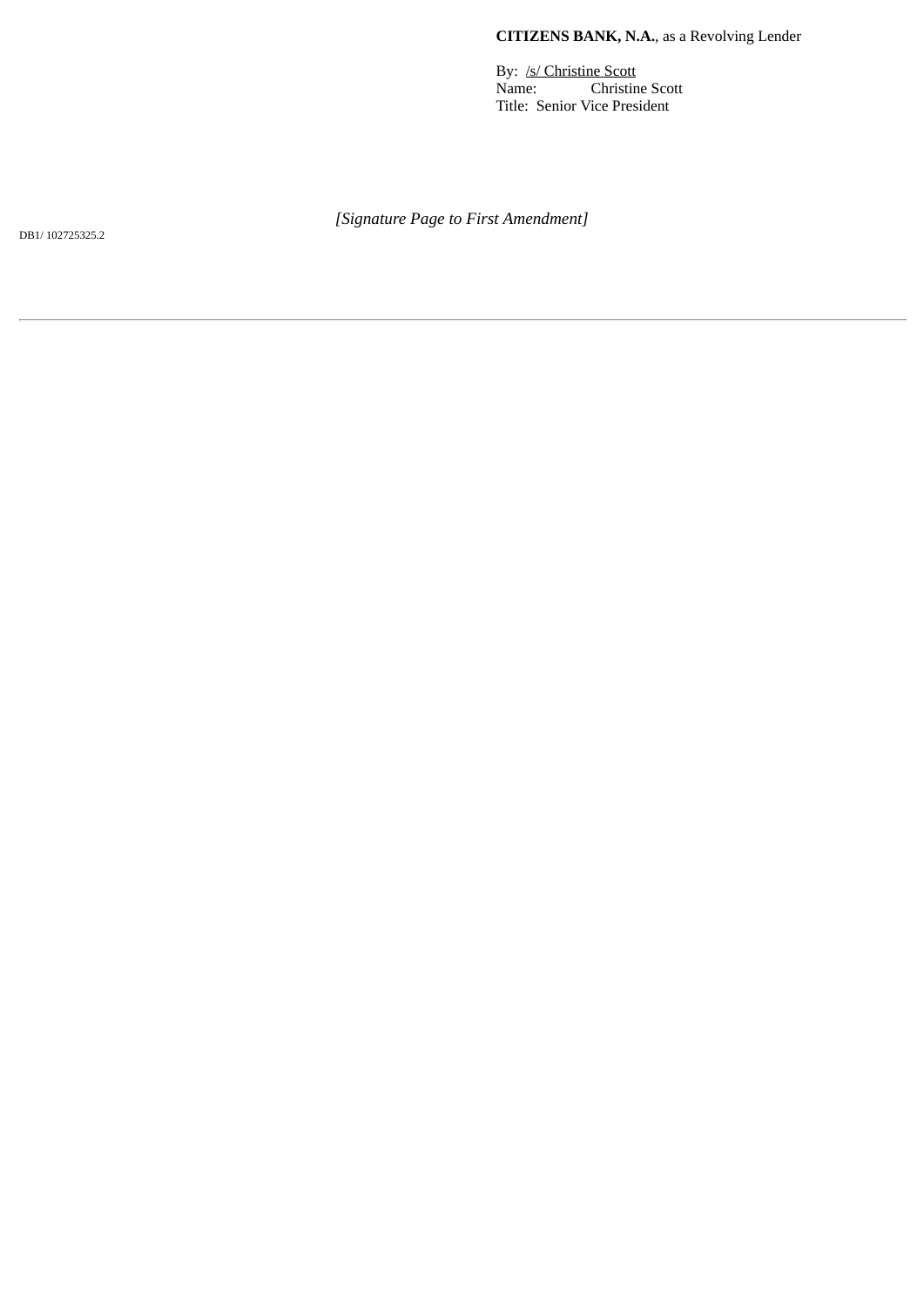**CITIZENS BANK, N.A.**, as a Revolving Lender

By: /s/ Christine Scott
Name: Christine Scott
Title: Senior Vice President

*[Signature Page to First Amendment]*

DB1/ 102725325.2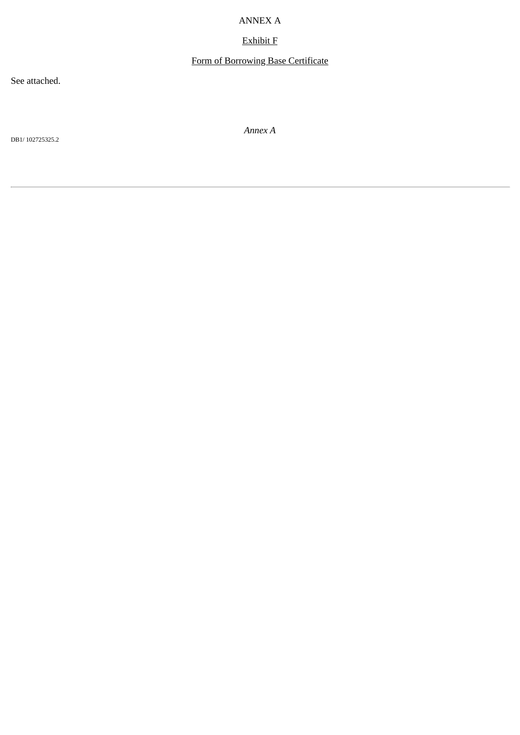ANNEX A

Exhibit F

Form of Borrowing Base Certificate

See attached.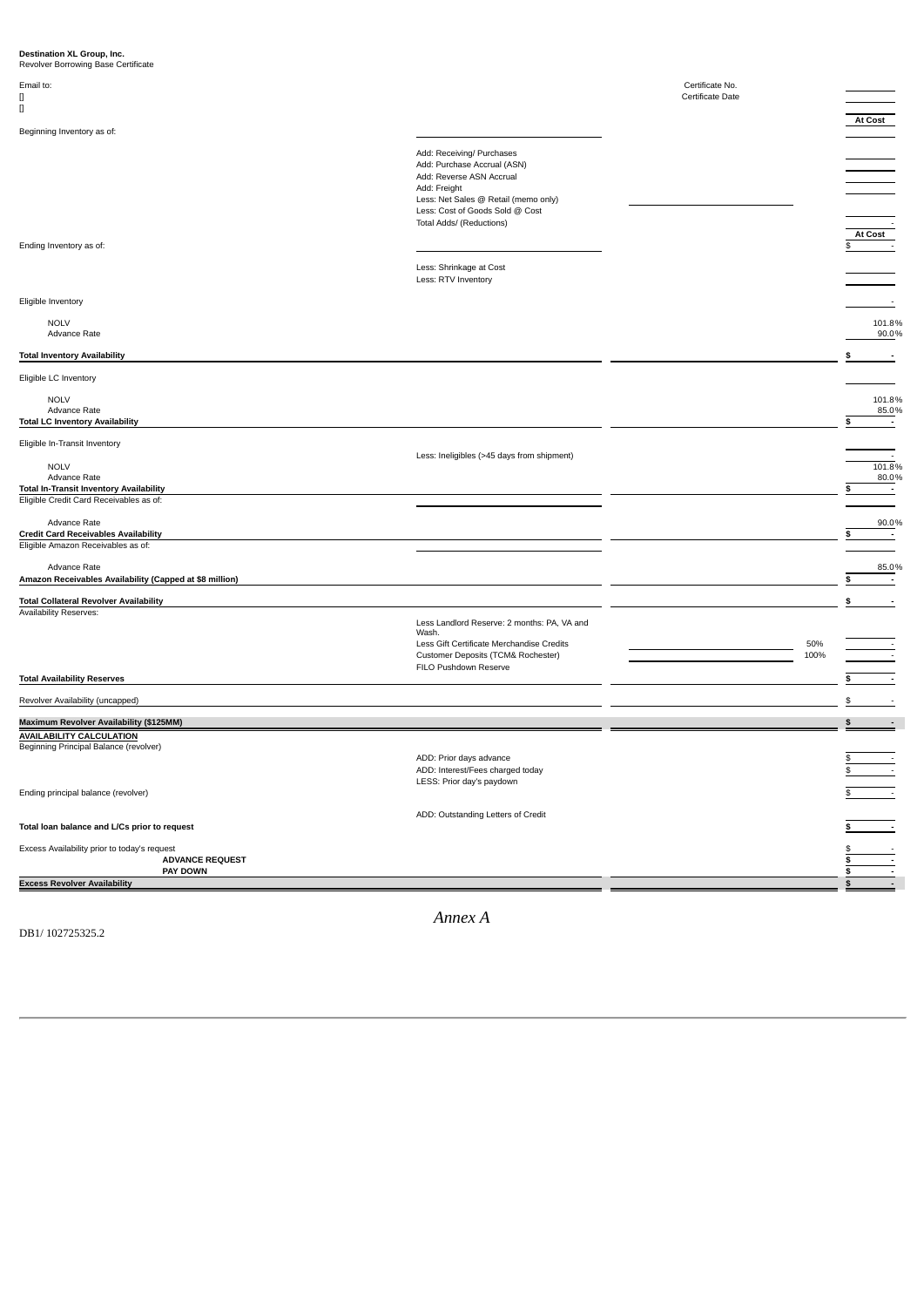**Destination XL Group, Inc.**
Revolver Borrowing Base Certificate

Email to:
[]
[]

Certificate No.
Certificate Date

| | | | |
|---|---|---|---|
| | | | **At Cost** |
| Beginning Inventory as of: | | | |
| | Add: Receiving/ Purchases | | |
| | Add: Purchase Accrual (ASN) | | |
| | Add: Reverse ASN Accrual | | |
| | Add: Freight | | |
| | Less: Net Sales @ Retail (memo only) | | |
| | Less: Cost of Goods Sold @ Cost | | |
| | Total Adds/ (Reductions) | | - |
| | | | **At Cost** |
| Ending Inventory as of: | | | $ - |
| | Less: Shrinkage at Cost | | |
| | Less: RTV Inventory | | |
| Eligible Inventory | | | - |
| NOLV | | | 101.8% |
| Advance Rate | | | 90.0% |
| **Total Inventory Availability** | | | **$ -** |
| Eligible LC Inventory | | | |
| NOLV | | | 101.8% |
| Advance Rate | | | 85.0% |
| **Total LC Inventory Availability** | | | **$ -** |
| Eligible In-Transit Inventory | | | |
| | Less: Ineligibles (>45 days from shipment) | | - |
| NOLV | | | 101.8% |
| Advance Rate | | | 80.0% |
| **Total In-Transit Inventory Availability** | | | **$ -** |
| Eligible Credit Card Receivables as of: | | | |
| Advance Rate | | | 90.0% |
| **Credit Card Receivables Availability** | | | **$ -** |
| Eligible Amazon Receivables as of: | | | |
| Advance Rate | | | 85.0% |
| **Amazon Receivables Availability (Capped at $8 million)** | | | **$ -** |
| **Total Collateral Revolver Availability** | | | **$ -** |
| Availability Reserves: | | | |
| | Less Landlord Reserve: 2 months: PA, VA and Wash. | | - |
| | Less Gift Certificate Merchandise Credits | 50% | - |
| | Customer Deposits (TCM& Rochester) | 100% | - |
| | FILO Pushdown Reserve | | |
| **Total Availability Reserves** | | | **$ -** |
| Revolver Availability (uncapped) | | | $ - |
| **Maximum Revolver Availability ($125MM)** | | | **$ -** |
| **AVAILABILITY CALCULATION** | | | |
| Beginning Principal Balance (revolver) | | | |
| | ADD: Prior days advance | | $ - |
| | ADD: Interest/Fees charged today | | $ - |
| | LESS: Prior day's paydown | | |
| Ending principal balance (revolver) | | | $ - |
| | ADD: Outstanding Letters of Credit | | |
| **Total loan balance and L/Cs prior to request** | | | **$ -** |
| Excess Availability prior to today's request | | | $ - |
| **ADVANCE REQUEST** | | | **$ -** |
| **PAY DOWN** | | | **$ -** |
| **Excess Revolver Availability** | | | **$ -** |

*Annex A*

DB1/ 102725325.2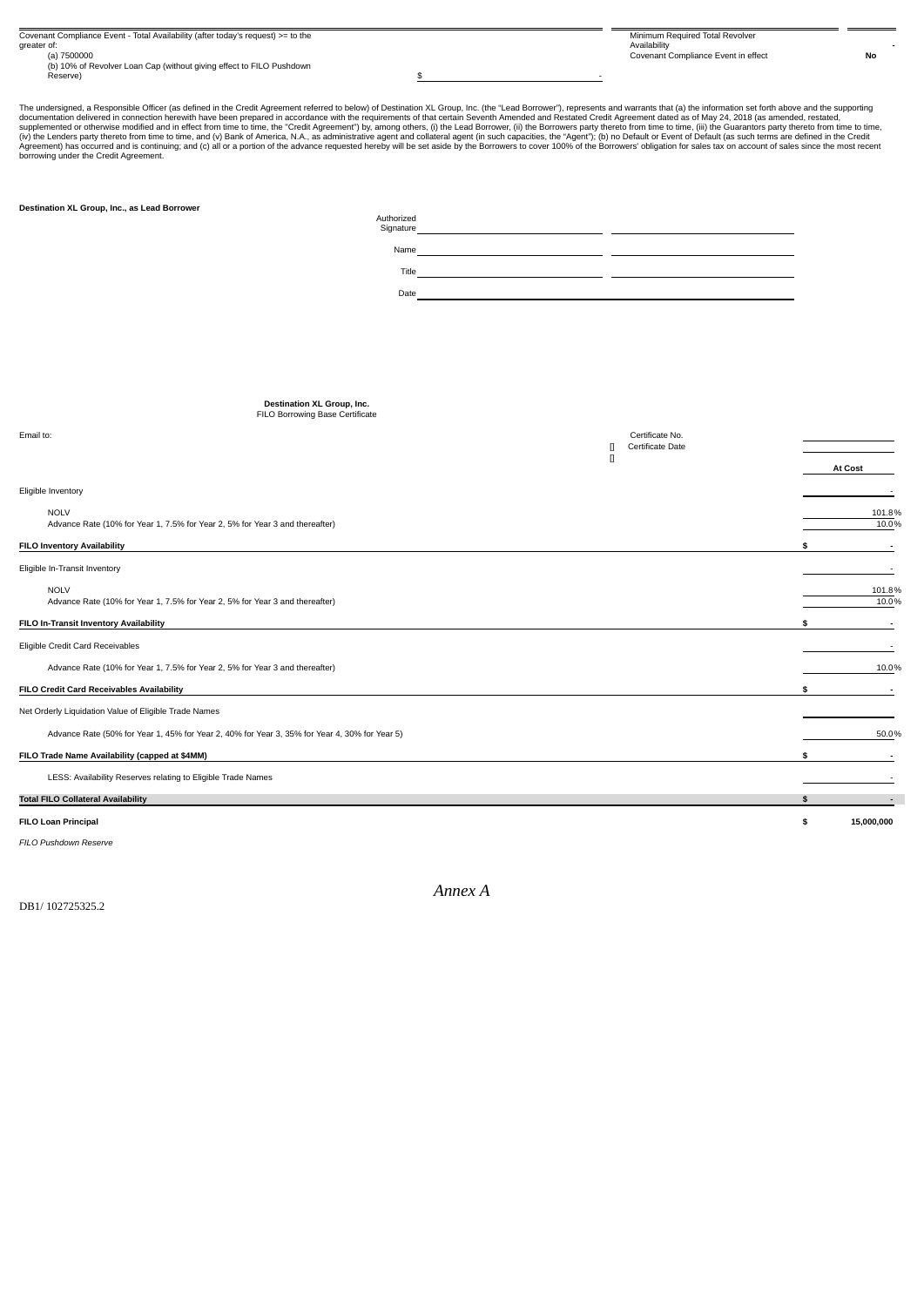| | | | |
|---|---|---|---|
| Covenant Compliance Event - Total Availability (after today's request) >= to the greater of:<br>(a) 7500000<br>(b) 10% of Revolver Loan Cap (without giving effect to FILO Pushdown Reserve) | $ - | Minimum Required Total Revolver Availability | - |
| | | Covenant Compliance Event in effect | No |

The undersigned, a Responsible Officer (as defined in the Credit Agreement referred to below) of Destination XL Group, Inc. (the "Lead Borrower"), represents and warrants that (a) the information set forth above and the supporting documentation delivered in connection herewith have been prepared in accordance with the requirements of that certain Seventh Amended and Restated Credit Agreement dated as of May 24, 2018 (as amended, restated, supplemented or otherwise modified and in effect from time to time, the "Credit Agreement") by, among others, (i) the Lead Borrower, (ii) the Borrowers party thereto from time to time, (iii) the Guarantors party thereto from time to time, (iv) the Lenders party thereto from time to time, and (v) Bank of America, N.A., as administrative agent and collateral agent (in such capacities, the "Agent"); (b) no Default or Event of Default (as such terms are defined in the Credit Agreement) has occurred and is continuing; and (c) all or a portion of the advance requested hereby will be set aside by the Borrowers to cover 100% of the Borrowers' obligation for sales tax on account of sales since the most recent borrowing under the Credit Agreement.

**Destination XL Group, Inc., as Lead Borrower**

Authorized Signature ______________________ ______________________

Name ______________________ ______________________

Title ______________________ ______________________

Date ______________________

**Destination XL Group, Inc.**
FILO Borrowing Base Certificate

Email to:

[] Certificate No. ____________

[] Certificate Date ____________

| | | At Cost |
|---|---|---|
| Eligible Inventory | | - |
| NOLV | | 101.8% |
| Advance Rate (10% for Year 1, 7.5% for Year 2, 5% for Year 3 and thereafter) | | 10.0% |
| **FILO Inventory Availability** | $ | - |
| Eligible In-Transit Inventory | | - |
| NOLV | | 101.8% |
| Advance Rate (10% for Year 1, 7.5% for Year 2, 5% for Year 3 and thereafter) | | 10.0% |
| **FILO In-Transit Inventory Availability** | $ | - |
| Eligible Credit Card Receivables | | - |
| Advance Rate (10% for Year 1, 7.5% for Year 2, 5% for Year 3 and thereafter) | | 10.0% |
| **FILO Credit Card Receivables Availability** | $ | - |
| Net Orderly Liquidation Value of Eligible Trade Names | | |
| Advance Rate (50% for Year 1, 45% for Year 2, 40% for Year 3, 35% for Year 4, 30% for Year 5) | | 50.0% |
| **FILO Trade Name Availability (capped at $4MM)** | $ | - |
| LESS: Availability Reserves relating to Eligible Trade Names | | - |
| **Total FILO Collateral Availability** | $ | - |
| **FILO Loan Principal** | $ | 15,000,000 |
| *FILO Pushdown Reserve* | | |

*Annex A*

DB1/ 102725325.2